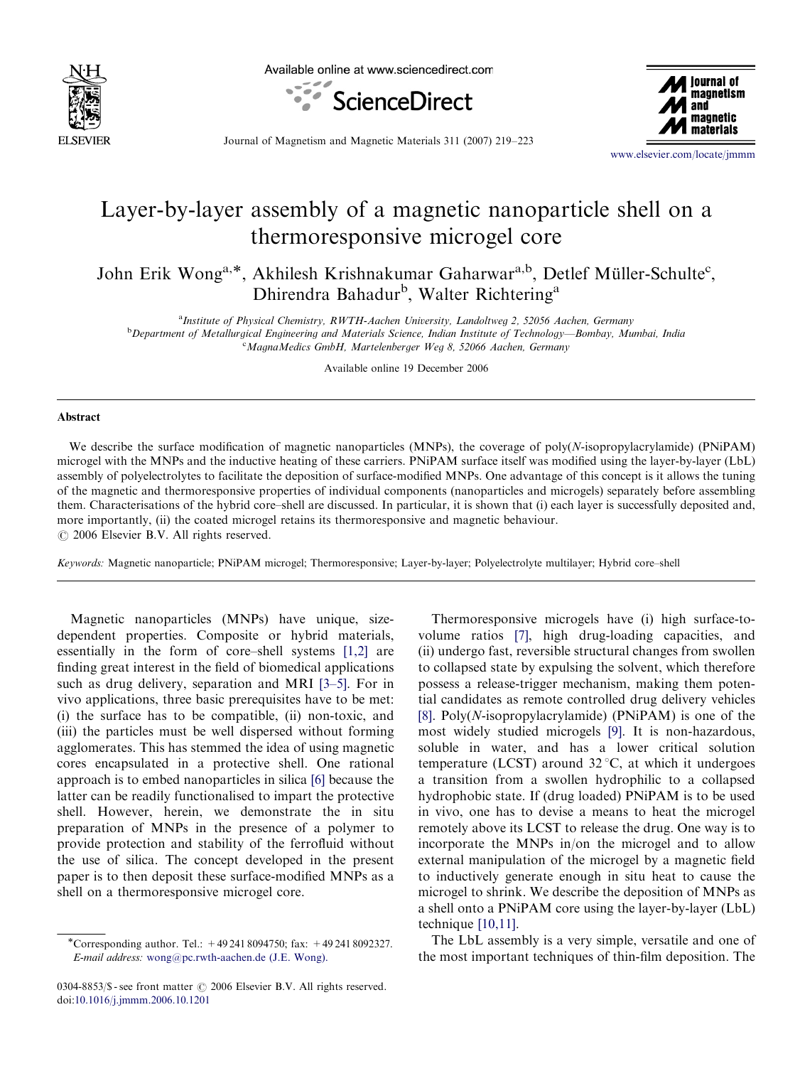# Layer-by-layer assembly of a magnetic nanoparticle shell on a thermoresponsive microgel core

John Erik Wong[a,*], Akhilesh Krishnakumar Gaharwar[a,b], Detlef Müller-Schulte[c], Dhirendra Bahadur[b], Walter Richtering[a]

[a] Institute of Physical Chemistry, RWTH-Aachen University, Landoltweg 2, 52056 Aachen, Germany
[b] Department of Metallurgical Engineering and Materials Science, Indian Institute of Technology—Bombay, Mumbai, India
[c] MagnaMedics GmbH, Martelenberger Weg 8, 52066 Aachen, Germany

Available online 19 December 2006

## Abstract

We describe the surface modification of magnetic nanoparticles (MNPs), the coverage of poly(*N*-isopropylacrylamide) (PNiPAM) microgel with the MNPs and the inductive heating of these carriers. PNiPAM surface itself was modified using the layer-by-layer (LbL) assembly of polyelectrolytes to facilitate the deposition of surface-modified MNPs. One advantage of this concept is it allows the tuning of the magnetic and thermoresponsive properties of individual components (nanoparticles and microgels) separately before assembling them. Characterisations of the hybrid core–shell are discussed. In particular, it is shown that (i) each layer is successfully deposited and, more importantly, (ii) the coated microgel retains its thermoresponsive and magnetic behaviour.
© 2006 Elsevier B.V. All rights reserved.

*Keywords:* Magnetic nanoparticle; PNiPAM microgel; Thermoresponsive; Layer-by-layer; Polyelectrolyte multilayer; Hybrid core–shell

Magnetic nanoparticles (MNPs) have unique, size-dependent properties. Composite or hybrid materials, essentially in the form of core–shell systems [1,2] are finding great interest in the field of biomedical applications such as drug delivery, separation and MRI [3–5]. For in vivo applications, three basic prerequisites have to be met: (i) the surface has to be compatible, (ii) non-toxic, and (iii) the particles must be well dispersed without forming agglomerates. This has stemmed the idea of using magnetic cores encapsulated in a protective shell. One rational approach is to embed nanoparticles in silica [6] because the latter can be readily functionalised to impart the protective shell. However, herein, we demonstrate the in situ preparation of MNPs in the presence of a polymer to provide protection and stability of the ferrofluid without the use of silica. The concept developed in the present paper is to then deposit these surface-modified MNPs as a shell on a thermoresponsive microgel core.

Thermoresponsive microgels have (i) high surface-to-volume ratios [7], high drug-loading capacities, and (ii) undergo fast, reversible structural changes from swollen to collapsed state by expulsing the solvent, which therefore possess a release-trigger mechanism, making them potential candidates as remote controlled drug delivery vehicles [8]. Poly(*N*-isopropylacrylamide) (PNiPAM) is one of the most widely studied microgels [9]. It is non-hazardous, soluble in water, and has a lower critical solution temperature (LCST) around 32 °C, at which it undergoes a transition from a swollen hydrophilic to a collapsed hydrophobic state. If (drug loaded) PNiPAM is to be used in vivo, one has to devise a means to heat the microgel remotely above its LCST to release the drug. One way is to incorporate the MNPs in/on the microgel and to allow external manipulation of the microgel by a magnetic field to inductively generate enough in situ heat to cause the microgel to shrink. We describe the deposition of MNPs as a shell onto a PNiPAM core using the layer-by-layer (LbL) technique [10,11].

The LbL assembly is a very simple, versatile and one of the most important techniques of thin-film deposition. The

*Corresponding author. Tel.: +49 241 8094750; fax: +49 241 8092327.
*E-mail address:* wong@pc.rwth-aachen.de (J.E. Wong).

0304-8853/$ - see front matter © 2006 Elsevier B.V. All rights reserved.
doi:10.1016/j.jmmm.2006.10.1201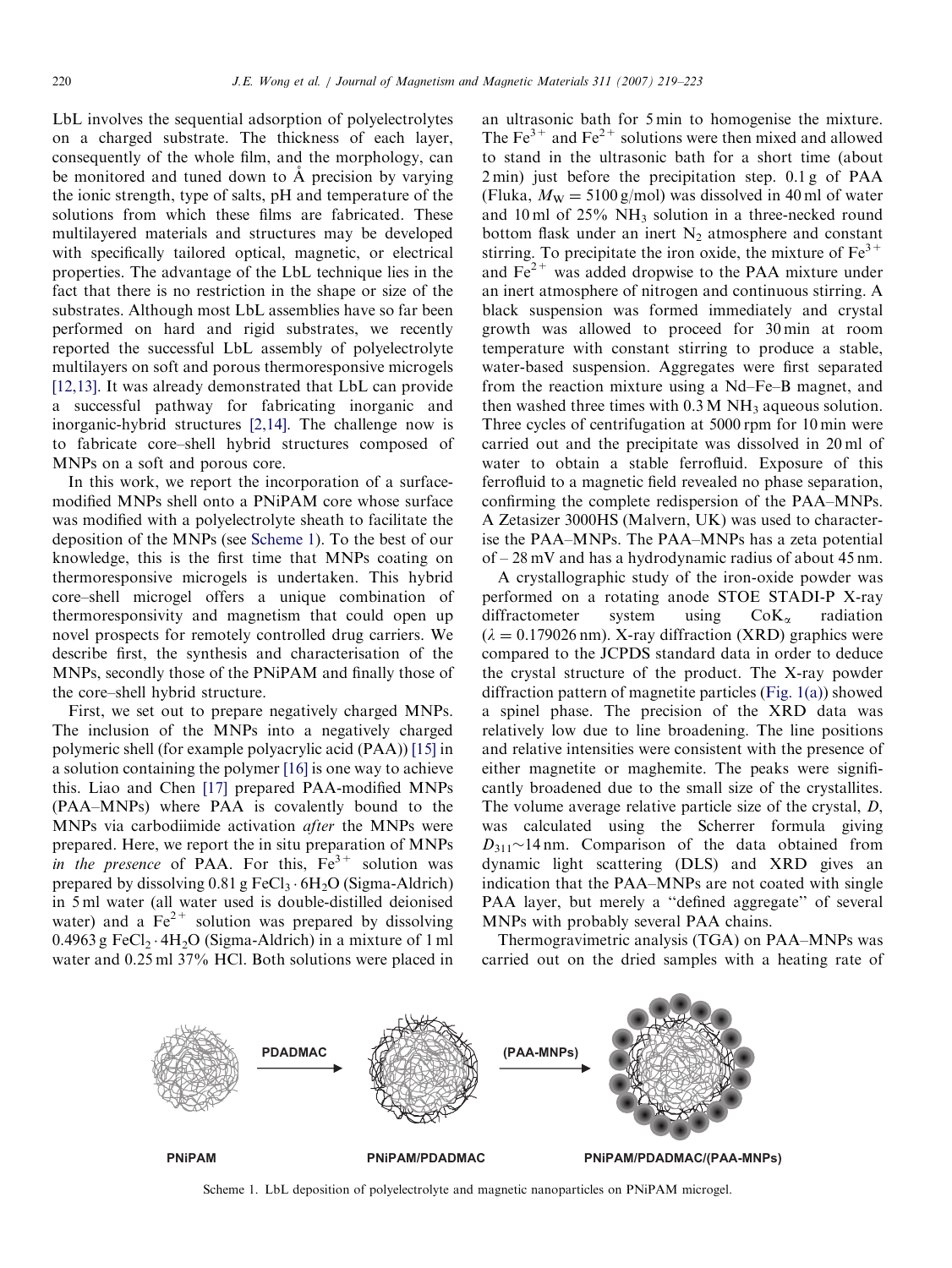LbL involves the sequential adsorption of polyelectrolytes on a charged substrate. The thickness of each layer, consequently of the whole film, and the morphology, can be monitored and tuned down to Å precision by varying the ionic strength, type of salts, pH and temperature of the solutions from which these films are fabricated. These multilayered materials and structures may be developed with specifically tailored optical, magnetic, or electrical properties. The advantage of the LbL technique lies in the fact that there is no restriction in the shape or size of the substrates. Although most LbL assemblies have so far been performed on hard and rigid substrates, we recently reported the successful LbL assembly of polyelectrolyte multilayers on soft and porous thermoresponsive microgels [12,13]. It was already demonstrated that LbL can provide a successful pathway for fabricating inorganic and inorganic-hybrid structures [2,14]. The challenge now is to fabricate core–shell hybrid structures composed of MNPs on a soft and porous core.

In this work, we report the incorporation of a surface-modified MNPs shell onto a PNiPAM core whose surface was modified with a polyelectrolyte sheath to facilitate the deposition of the MNPs (see Scheme 1). To the best of our knowledge, this is the first time that MNPs coating on thermoresponsive microgels is undertaken. This hybrid core–shell microgel offers a unique combination of thermoresponsivity and magnetism that could open up novel prospects for remotely controlled drug carriers. We describe first, the synthesis and characterisation of the MNPs, secondly those of the PNiPAM and finally those of the core–shell hybrid structure.

First, we set out to prepare negatively charged MNPs. The inclusion of the MNPs into a negatively charged polymeric shell (for example polyacrylic acid (PAA)) [15] in a solution containing the polymer [16] is one way to achieve this. Liao and Chen [17] prepared PAA-modified MNPs (PAA–MNPs) where PAA is covalently bound to the MNPs via carbodiimide activation *after* the MNPs were prepared. Here, we report the in situ preparation of MNPs *in the presence* of PAA. For this, $Fe^{3+}$ solution was prepared by dissolving 0.81 g $FeCl_3 \cdot 6H_2O$ (Sigma-Aldrich) in 5 ml water (all water used is double-distilled deionised water) and a $Fe^{2+}$ solution was prepared by dissolving 0.4963 g $FeCl_2 \cdot 4H_2O$ (Sigma-Aldrich) in a mixture of 1 ml water and 0.25 ml 37% HCl. Both solutions were placed in an ultrasonic bath for 5 min to homogenise the mixture. The $Fe^{3+}$ and $Fe^{2+}$ solutions were then mixed and allowed to stand in the ultrasonic bath for a short time (about 2 min) just before the precipitation step. 0.1 g of PAA (Fluka, $M_W = 5100$ g/mol) was dissolved in 40 ml of water and 10 ml of 25% $NH_3$ solution in a three-necked round bottom flask under an inert $N_2$ atmosphere and constant stirring. To precipitate the iron oxide, the mixture of $Fe^{3+}$ and $Fe^{2+}$ was added dropwise to the PAA mixture under an inert atmosphere of nitrogen and continuous stirring. A black suspension was formed immediately and crystal growth was allowed to proceed for 30 min at room temperature with constant stirring to produce a stable, water-based suspension. Aggregates were first separated from the reaction mixture using a Nd–Fe–B magnet, and then washed three times with 0.3 M $NH_3$ aqueous solution. Three cycles of centrifugation at 5000 rpm for 10 min were carried out and the precipitate was dissolved in 20 ml of water to obtain a stable ferrofluid. Exposure of this ferrofluid to a magnetic field revealed no phase separation, confirming the complete redispersion of the PAA–MNPs. A Zetasizer 3000HS (Malvern, UK) was used to characterise the PAA–MNPs. The PAA–MNPs has a zeta potential of – 28 mV and has a hydrodynamic radius of about 45 nm.

A crystallographic study of the iron-oxide powder was performed on a rotating anode STOE STADI-P X-ray diffractometer system using $CoK_\alpha$ radiation ($\lambda = 0.179026$ nm). X-ray diffraction (XRD) graphics were compared to the JCPDS standard data in order to deduce the crystal structure of the product. The X-ray powder diffraction pattern of magnetite particles (Fig. 1(a)) showed a spinel phase. The precision of the XRD data was relatively low due to line broadening. The line positions and relative intensities were consistent with the presence of either magnetite or maghemite. The peaks were significantly broadened due to the small size of the crystallites. The volume average relative particle size of the crystal, $D$, was calculated using the Scherrer formula giving $D_{311} \sim 14$ nm. Comparison of the data obtained from dynamic light scattering (DLS) and XRD gives an indication that the PAA–MNPs are not coated with single PAA layer, but merely a "defined aggregate" of several MNPs with probably several PAA chains.

Thermogravimetric analysis (TGA) on PAA–MNPs was carried out on the dried samples with a heating rate of

PNiPAM → PDADMAC → PNiPAM/PDADMAC → (PAA-MNPs) → PNiPAM/PDADMAC/(PAA-MNPs)

Scheme 1. LbL deposition of polyelectrolyte and magnetic nanoparticles on PNiPAM microgel.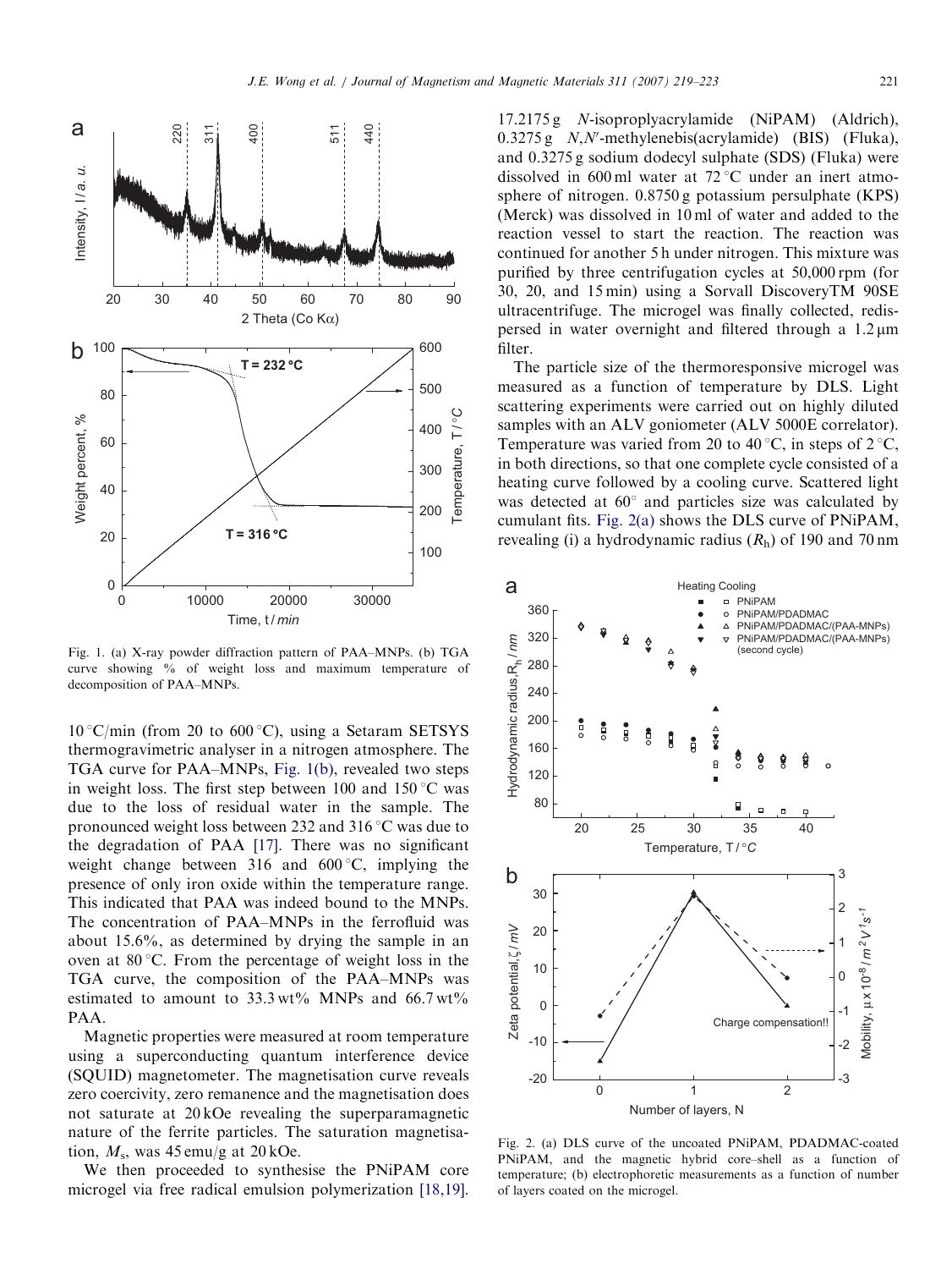Fig. 1. (a) X-ray powder diffraction pattern of PAA–MNPs. (b) TGA curve showing % of weight loss and maximum temperature of decomposition of PAA–MNPs.

10 °C/min (from 20 to 600 °C), using a Setaram SETSYS thermogravimetric analyser in a nitrogen atmosphere. The TGA curve for PAA–MNPs, Fig. 1(b), revealed two steps in weight loss. The first step between 100 and 150 °C was due to the loss of residual water in the sample. The pronounced weight loss between 232 and 316 °C was due to the degradation of PAA [17]. There was no significant weight change between 316 and 600 °C, implying the presence of only iron oxide within the temperature range. This indicated that PAA was indeed bound to the MNPs. The concentration of PAA–MNPs in the ferrofluid was about 15.6%, as determined by drying the sample in an oven at 80 °C. From the percentage of weight loss in the TGA curve, the composition of the PAA–MNPs was estimated to amount to 33.3 wt% MNPs and 66.7 wt% PAA.

Magnetic properties were measured at room temperature using a superconducting quantum interference device (SQUID) magnetometer. The magnetisation curve reveals zero coercivity, zero remanence and the magnetisation does not saturate at 20 kOe revealing the superparamagnetic nature of the ferrite particles. The saturation magnetisation, $M_s$, was 45 emu/g at 20 kOe.

We then proceeded to synthesise the PNiPAM core microgel via free radical emulsion polymerization [18,19]. 17.2175 g *N*-isopropylacrylamide (NiPAM) (Aldrich), 0.3275 g *N,N'*-methylenebis(acrylamide) (BIS) (Fluka), and 0.3275 g sodium dodecyl sulphate (SDS) (Fluka) were dissolved in 600 ml water at 72 °C under an inert atmosphere of nitrogen. 0.8750 g potassium persulphate (KPS) (Merck) was dissolved in 10 ml of water and added to the reaction vessel to start the reaction. The reaction was continued for another 5 h under nitrogen. This mixture was purified by three centrifugation cycles at 50,000 rpm (for 30, 20, and 15 min) using a Sorvall DiscoveryTM 90SE ultracentrifuge. The microgel was finally collected, redispersed in water overnight and filtered through a 1.2 μm filter.

The particle size of the thermoresponsive microgel was measured as a function of temperature by DLS. Light scattering experiments were carried out on highly diluted samples with an ALV goniometer (ALV 5000E correlator). Temperature was varied from 20 to 40 °C, in steps of 2 °C, in both directions, so that one complete cycle consisted of a heating curve followed by a cooling curve. Scattered light was detected at 60° and particles size was calculated by cumulant fits. Fig. 2(a) shows the DLS curve of PNiPAM, revealing (i) a hydrodynamic radius ($R_h$) of 190 and 70 nm

Fig. 2. (a) DLS curve of the uncoated PNiPAM, PDADMAC-coated PNiPAM, and the magnetic hybrid core–shell as a function of temperature; (b) electrophoretic measurements as a function of number of layers coated on the microgel.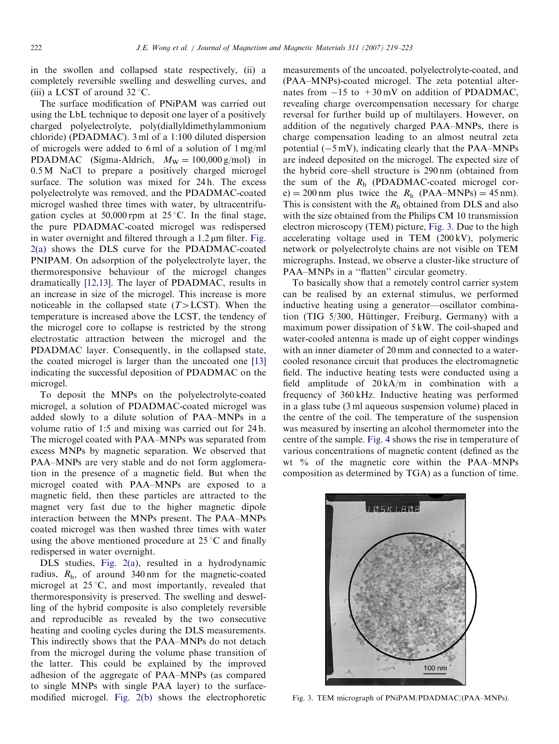in the swollen and collapsed state respectively, (ii) a completely reversible swelling and deswelling curves, and (iii) a LCST of around 32 °C.

The surface modification of PNiPAM was carried out using the LbL technique to deposit one layer of a positively charged polyelectrolyte, poly(diallyldimethylammonium chloride) (PDADMAC). 3 ml of a 1:100 diluted dispersion of microgels were added to 6 ml of a solution of 1 mg/ml PDADMAC (Sigma-Aldrich, $M_W = 100{,}000$ g/mol) in 0.5 M NaCl to prepare a positively charged microgel surface. The solution was mixed for 24 h. The excess polyelectrolyte was removed, and the PDADMAC-coated microgel washed three times with water, by ultracentrifugation cycles at 50,000 rpm at 25 °C. In the final stage, the pure PDADMAC-coated microgel was redispersed in water overnight and filtered through a 1.2 μm filter. Fig. 2(a) shows the DLS curve for the PDADMAC-coated PNIPAM. On adsorption of the polyelectrolyte layer, the thermoresponsive behaviour of the microgel changes dramatically [12,13]. The layer of PDADMAC, results in an increase in size of the microgel. This increase is more noticeable in the collapsed state ($T >$ LCST). When the temperature is increased above the LCST, the tendency of the microgel core to collapse is restricted by the strong electrostatic attraction between the microgel and the PDADMAC layer. Consequently, in the collapsed state, the coated microgel is larger than the uncoated one [13] indicating the successful deposition of PDADMAC on the microgel.

To deposit the MNPs on the polyelectrolyte-coated microgel, a solution of PDADMAC-coated microgel was added slowly to a dilute solution of PAA–MNPs in a volume ratio of 1:5 and mixing was carried out for 24 h. The microgel coated with PAA–MNPs was separated from excess MNPs by magnetic separation. We observed that PAA–MNPs are very stable and do not form agglomeration in the presence of a magnetic field. But when the microgel coated with PAA–MNPs are exposed to a magnetic field, then these particles are attracted to the magnet very fast due to the higher magnetic dipole interaction between the MNPs present. The PAA–MNPs coated microgel was then washed three times with water using the above mentioned procedure at 25 °C and finally redispersed in water overnight.

DLS studies, Fig. 2(a), resulted in a hydrodynamic radius, $R_h$, of around 340 nm for the magnetic-coated microgel at 25 °C, and most importantly, revealed that thermoresponsivity is preserved. The swelling and deswelling of the hybrid composite is also completely reversible and reproducible as revealed by the two consecutive heating and cooling cycles during the DLS measurements. This indirectly shows that the PAA–MNPs do not detach from the microgel during the volume phase transition of the latter. This could be explained by the improved adhesion of the aggregate of PAA–MNPs (as compared to single MNPs with single PAA layer) to the surface-modified microgel. Fig. 2(b) shows the electrophoretic measurements of the uncoated, polyelectrolyte-coated, and (PAA–MNPs)-coated microgel. The zeta potential alternates from −15 to +30 mV on addition of PDADMAC, revealing charge overcompensation necessary for charge reversal for further build up of multilayers. However, on addition of the negatively charged PAA–MNPs, there is charge compensation leading to an almost neutral zeta potential (−5 mV), indicating clearly that the PAA–MNPs are indeed deposited on the microgel. The expected size of the hybrid core–shell structure is 290 nm (obtained from the sum of the $R_h$ (PDADMAC-coated microgel core) = 200 nm plus twice the $R_h$ (PAA–MNPs) = 45 nm). This is consistent with the $R_h$ obtained from DLS and also with the size obtained from the Philips CM 10 transmission electron microscopy (TEM) picture, Fig. 3. Due to the high accelerating voltage used in TEM (200 kV), polymeric network or polyelectrolyte chains are not visible on TEM micrographs. Instead, we observe a cluster-like structure of PAA–MNPs in a ''flatten'' circular geometry.

To basically show that a remotely control carrier system can be realised by an external stimulus, we performed inductive heating using a generator—oscillator combination (TIG 5/300, Hüttinger, Freiburg, Germany) with a maximum power dissipation of 5 kW. The coil-shaped and water-cooled antenna is made up of eight copper windings with an inner diameter of 20 mm and connected to a water-cooled resonance circuit that produces the electromagnetic field. The inductive heating tests were conducted using a field amplitude of 20 kA/m in combination with a frequency of 360 kHz. Inductive heating was performed in a glass tube (3 ml aqueous suspension volume) placed in the centre of the coil. The temperature of the suspension was measured by inserting an alcohol thermometer into the centre of the sample. Fig. 4 shows the rise in temperature of various concentrations of magnetic content (defined as the wt % of the magnetic core within the PAA–MNPs composition as determined by TGA) as a function of time.

Fig. 3. TEM micrograph of PNiPAM/PDADMAC/(PAA–MNPs).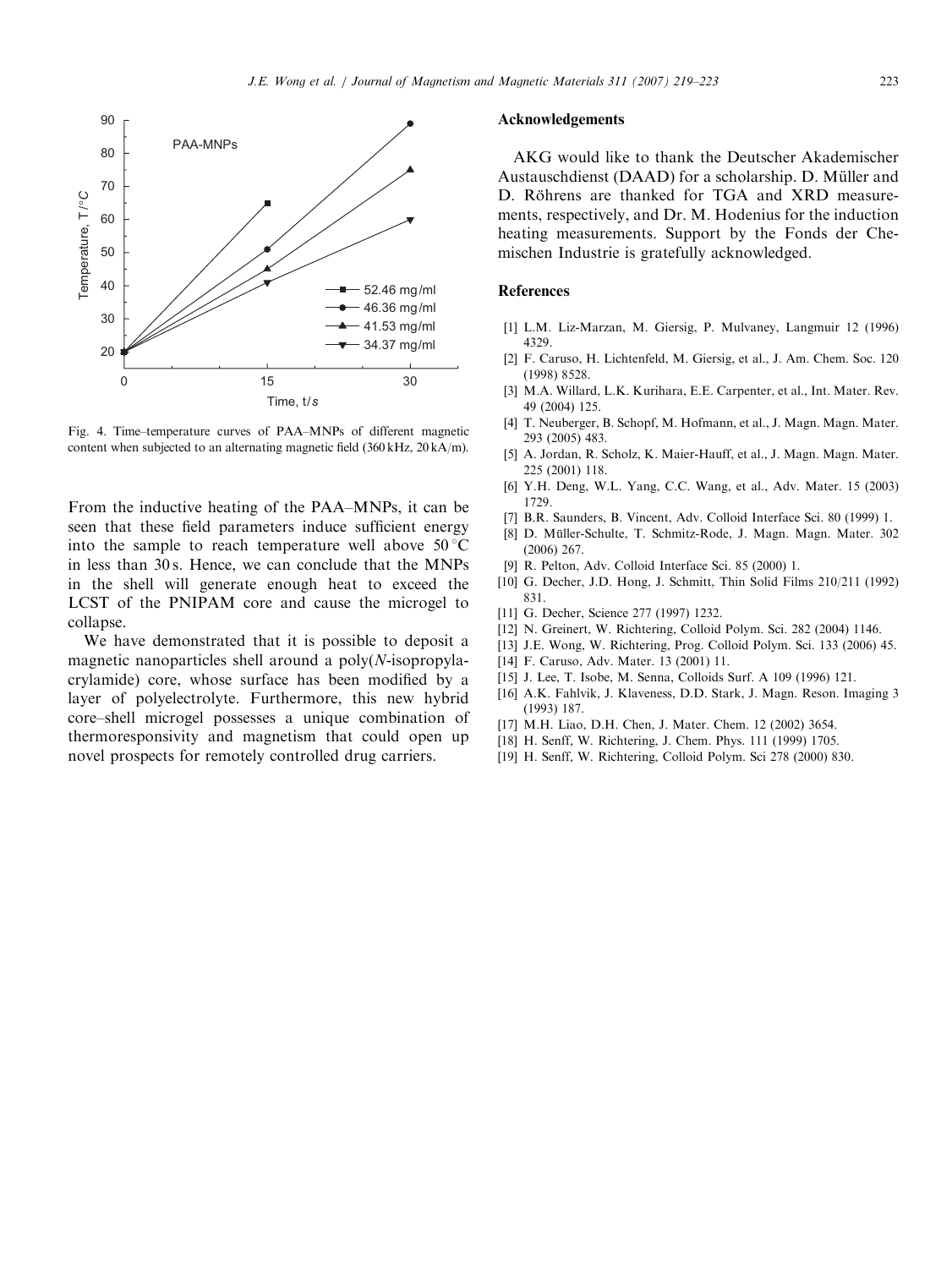PAA-MNPs

Temperature, T/°C

Time, t/s

90
80
70
60
50
40
30
20

0
15
30

52.46 mg/ml
46.36 mg/ml
41.53 mg/ml
34.37 mg/ml

Fig. 4. Time–temperature curves of PAA–MNPs of different magnetic content when subjected to an alternating magnetic field (360 kHz, 20 kA/m).

From the inductive heating of the PAA–MNPs, it can be seen that these field parameters induce sufficient energy into the sample to reach temperature well above 50 °C in less than 30 s. Hence, we can conclude that the MNPs in the shell will generate enough heat to exceed the LCST of the PNIPAM core and cause the microgel to collapse.

We have demonstrated that it is possible to deposit a magnetic nanoparticles shell around a poly(*N*-isopropylacrylamide) core, whose surface has been modified by a layer of polyelectrolyte. Furthermore, this new hybrid core–shell microgel possesses a unique combination of thermoresponsivity and magnetism that could open up novel prospects for remotely controlled drug carriers.

## Acknowledgements

AKG would like to thank the Deutscher Akademischer Austauschdienst (DAAD) for a scholarship. D. Müller and D. Röhrens are thanked for TGA and XRD measurements, respectively, and Dr. M. Hodenius for the induction heating measurements. Support by the Fonds der Chemischen Industrie is gratefully acknowledged.

## References

[1] L.M. Liz-Marzan, M. Giersig, P. Mulvaney, Langmuir 12 (1996) 4329.
[2] F. Caruso, H. Lichtenfeld, M. Giersig, et al., J. Am. Chem. Soc. 120 (1998) 8528.
[3] M.A. Willard, L.K. Kurihara, E.E. Carpenter, et al., Int. Mater. Rev. 49 (2004) 125.
[4] T. Neuberger, B. Schopf, M. Hofmann, et al., J. Magn. Magn. Mater. 293 (2005) 483.
[5] A. Jordan, R. Scholz, K. Maier-Hauff, et al., J. Magn. Magn. Mater. 225 (2001) 118.
[6] Y.H. Deng, W.L. Yang, C.C. Wang, et al., Adv. Mater. 15 (2003) 1729.
[7] B.R. Saunders, B. Vincent, Adv. Colloid Interface Sci. 80 (1999) 1.
[8] D. Müller-Schulte, T. Schmitz-Rode, J. Magn. Magn. Mater. 302 (2006) 267.
[9] R. Pelton, Adv. Colloid Interface Sci. 85 (2000) 1.
[10] G. Decher, J.D. Hong, J. Schmitt, Thin Solid Films 210/211 (1992) 831.
[11] G. Decher, Science 277 (1997) 1232.
[12] N. Greinert, W. Richtering, Colloid Polym. Sci. 282 (2004) 1146.
[13] J.E. Wong, W. Richtering, Prog. Colloid Polym. Sci. 133 (2006) 45.
[14] F. Caruso, Adv. Mater. 13 (2001) 11.
[15] J. Lee, T. Isobe, M. Senna, Colloids Surf. A 109 (1996) 121.
[16] A.K. Fahlvik, J. Klaveness, D.D. Stark, J. Magn. Reson. Imaging 3 (1993) 187.
[17] M.H. Liao, D.H. Chen, J. Mater. Chem. 12 (2002) 3654.
[18] H. Senff, W. Richtering, J. Chem. Phys. 111 (1999) 1705.
[19] H. Senff, W. Richtering, Colloid Polym. Sci 278 (2000) 830.